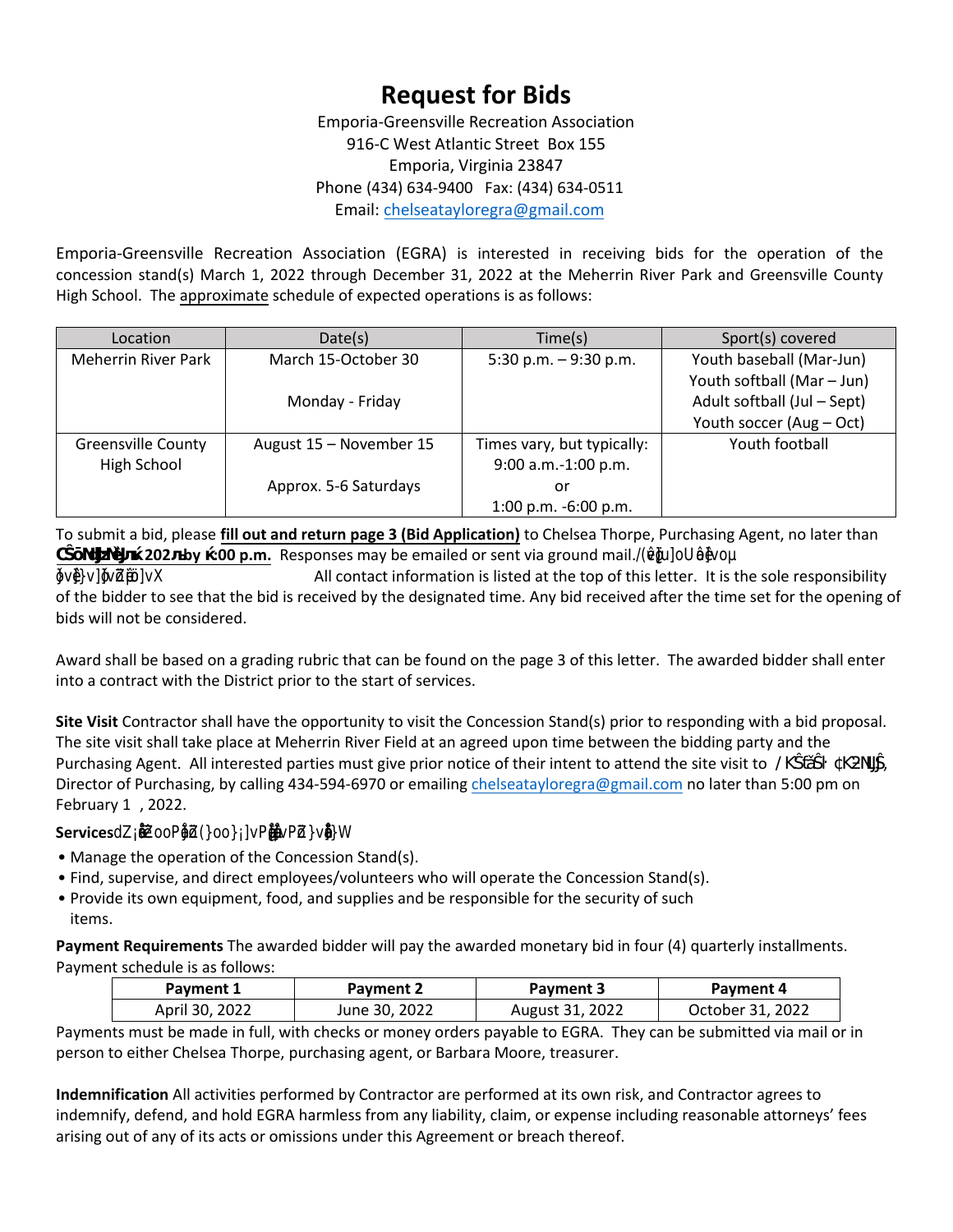# Request for Bids

Emporia-Greensville Recreation Association
916-C West Atlantic Street Box 155
Emporia, Virginia 23847
Phone (434) 634-9400 Fax: (434) 634-0511
Email: chelseataycloregra@gmail.com

Emporia-Greensville Recreation Association (EGRA) is interested in receiving bids for the operation of the concession stand(s) March 1, 2022 through December 31, 2022 at the Meherrin River Park and Greensville County High School. The approximate schedule of expected operations is as follows:

| Location | Date(s) | Time(s) | Sport(s) covered |
|---|---|---|---|
| Meherrin River Park | March 15-October 30<br><br>Monday - Friday | 5:30 p.m. – 9:30 p.m. | Youth baseball (Mar-Jun)<br>Youth softball (Mar – Jun)<br>Adult softball (Jul – Sept)<br>Youth soccer (Aug – Oct) |
| Greensville County High School | August 15 – November 15<br><br>Approx. 5-6 Saturdays | Times vary, but typically:<br>9:00 a.m.-1:00 p.m.<br>or<br>1:00 p.m. -6:00 p.m. | Youth football |

To submit a bid, please **fill out and return page 3 (Bid Application)** to Chelsea Thorpe, Purchasing Agent, no later than **CŜŏNĺlzNĺlķ 202ЛЛby ķ:00 p.m.** Responses may be emailed or sent via ground mail./(êŭµ]oU ê ĕvoµ ŏvê}v]ŏvŽpö]vX All contact information is listed at the top of this letter. It is the sole responsibility of the bidder to see that the bid is received by the designated time. Any bid received after the time set for the opening of bids will not be considered.

Award shall be based on a grading rubric that can be found on the page 3 of this letter. The awarded bidder shall enter into a contract with the District prior to the start of services.

**Site Visit** Contractor shall have the opportunity to visit the Concession Stand(s) prior to responding with a bid proposal. The site visit shall take place at Meherrin River Field at an agreed upon time between the bidding party and the Purchasing Agent. All interested parties must give prior notice of their intent to attend the site visit to /KŜŝĂŜ ¢K2NĮ, Director of Purchasing, by calling 434-594-6970 or emailing chelseataycloregra@gmail.com no later than 5:00 pm on February 1 , 2022.

**Services** dZ¡ĕŽoo Pŏž(}oo}¡]vPŏŏvPŽ}vŏ}W

- Manage the operation of the Concession Stand(s).
- Find, supervise, and direct employees/volunteers who will operate the Concession Stand(s).
- Provide its own equipment, food, and supplies and be responsible for the security of such items.

**Payment Requirements** The awarded bidder will pay the awarded monetary bid in four (4) quarterly installments. Payment schedule is as follows:

| Payment 1 | Payment 2 | Payment 3 | Payment 4 |
|---|---|---|---|
| April 30, 2022 | June 30, 2022 | August 31, 2022 | October 31, 2022 |

Payments must be made in full, with checks or money orders payable to EGRA. They can be submitted via mail or in person to either Chelsea Thorpe, purchasing agent, or Barbara Moore, treasurer.

**Indemnification** All activities performed by Contractor are performed at its own risk, and Contractor agrees to indemnify, defend, and hold EGRA harmless from any liability, claim, or expense including reasonable attorneys' fees arising out of any of its acts or omissions under this Agreement or breach thereof.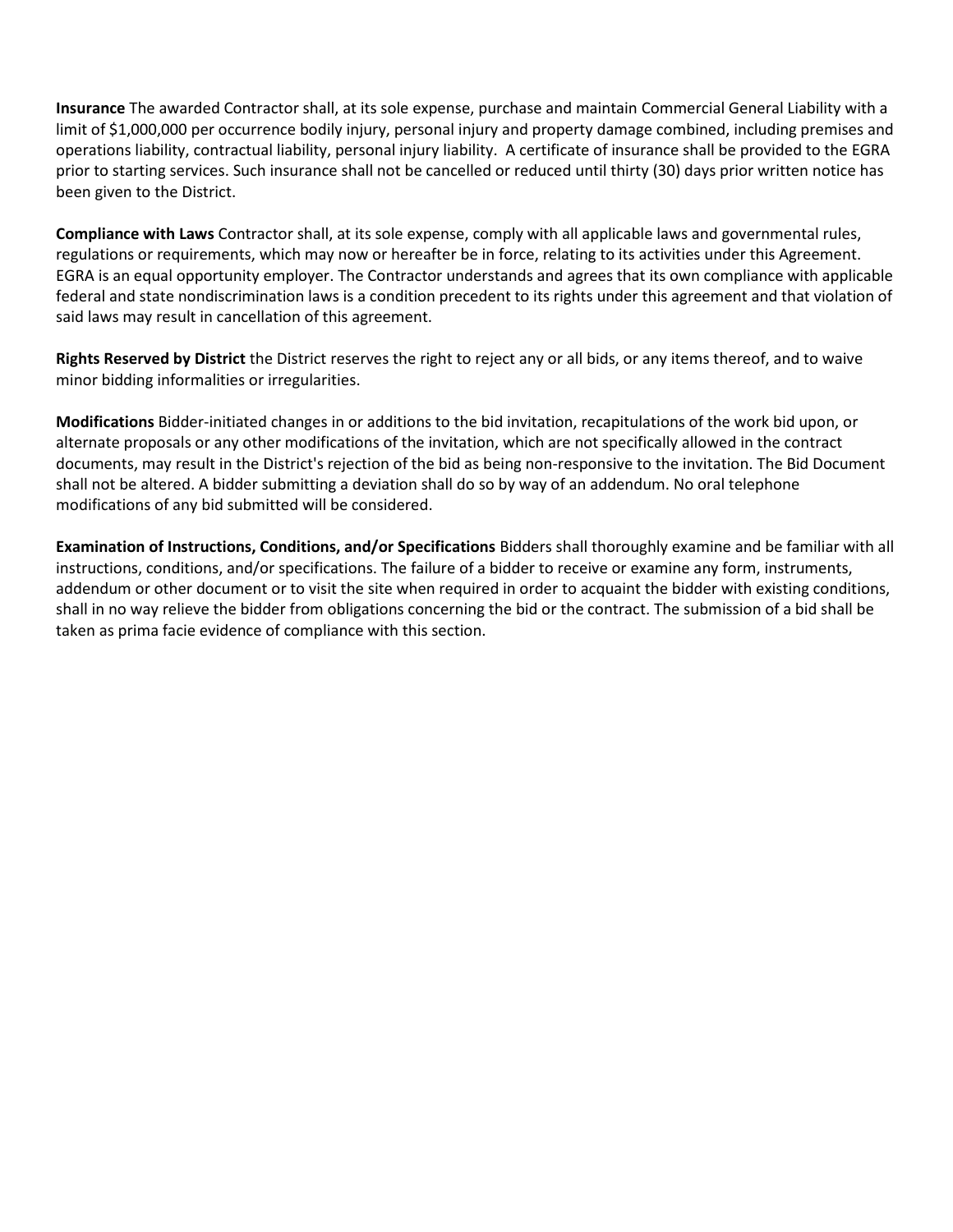**Insurance** The awarded Contractor shall, at its sole expense, purchase and maintain Commercial General Liability with a limit of $1,000,000 per occurrence bodily injury, personal injury and property damage combined, including premises and operations liability, contractual liability, personal injury liability. A certificate of insurance shall be provided to the EGRA prior to starting services. Such insurance shall not be cancelled or reduced until thirty (30) days prior written notice has been given to the District.

**Compliance with Laws** Contractor shall, at its sole expense, comply with all applicable laws and governmental rules, regulations or requirements, which may now or hereafter be in force, relating to its activities under this Agreement. EGRA is an equal opportunity employer. The Contractor understands and agrees that its own compliance with applicable federal and state nondiscrimination laws is a condition precedent to its rights under this agreement and that violation of said laws may result in cancellation of this agreement.

**Rights Reserved by District** the District reserves the right to reject any or all bids, or any items thereof, and to waive minor bidding informalities or irregularities.

**Modifications** Bidder-initiated changes in or additions to the bid invitation, recapitulations of the work bid upon, or alternate proposals or any other modifications of the invitation, which are not specifically allowed in the contract documents, may result in the District's rejection of the bid as being non-responsive to the invitation. The Bid Document shall not be altered. A bidder submitting a deviation shall do so by way of an addendum. No oral telephone modifications of any bid submitted will be considered.

**Examination of Instructions, Conditions, and/or Specifications** Bidders shall thoroughly examine and be familiar with all instructions, conditions, and/or specifications. The failure of a bidder to receive or examine any form, instruments, addendum or other document or to visit the site when required in order to acquaint the bidder with existing conditions, shall in no way relieve the bidder from obligations concerning the bid or the contract. The submission of a bid shall be taken as prima facie evidence of compliance with this section.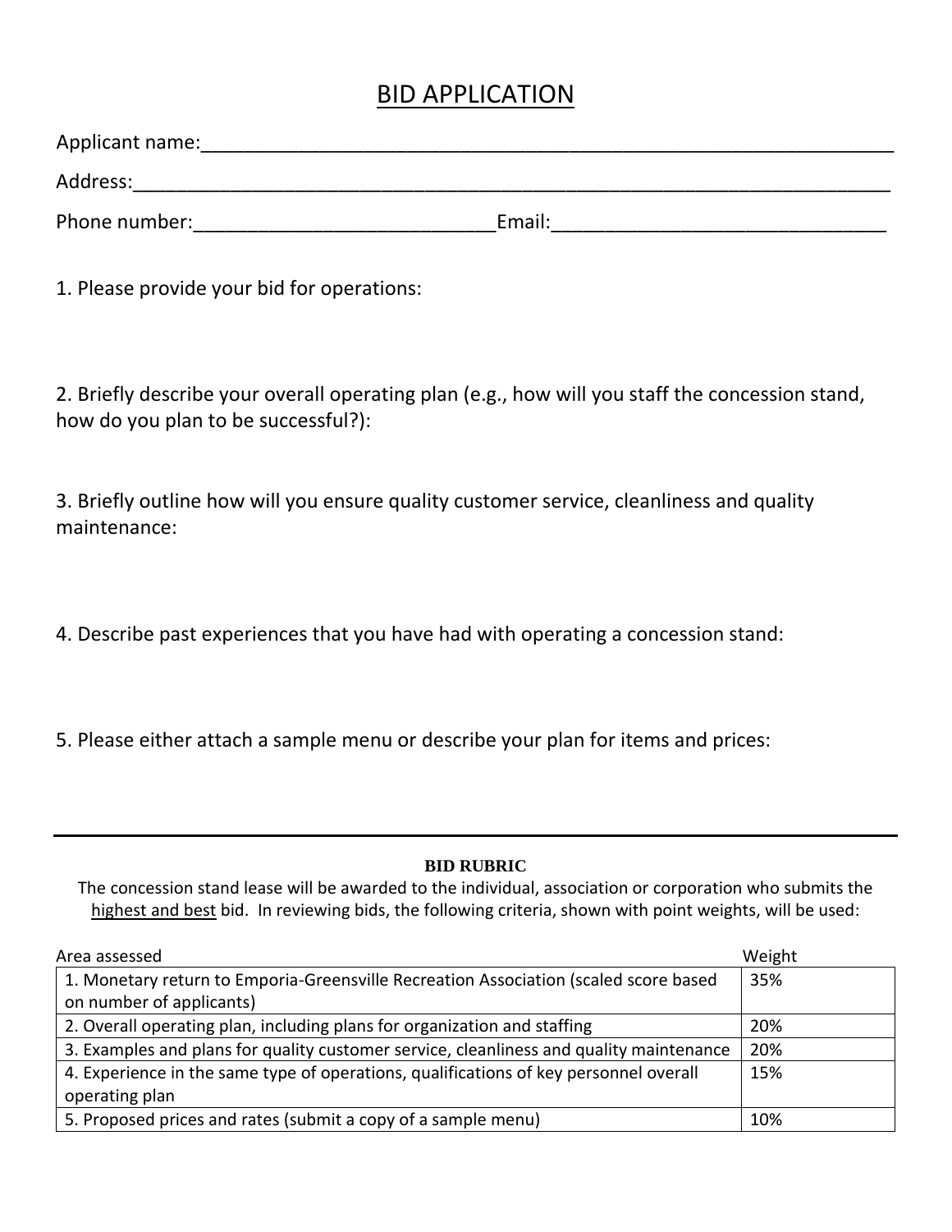# BID APPLICATION

Applicant name:_______________________________________________________________

Address:____________________________________________________________________

Phone number:___________________________Email:______________________________

1. Please provide your bid for operations:

2. Briefly describe your overall operating plan (e.g., how will you staff the concession stand, how do you plan to be successful?):

3. Briefly outline how will you ensure quality customer service, cleanliness and quality maintenance:

4. Describe past experiences that you have had with operating a concession stand:

5. Please either attach a sample menu or describe your plan for items and prices:

---

**BID RUBRIC**

The concession stand lease will be awarded to the individual, association or corporation who submits the highest and best bid. In reviewing bids, the following criteria, shown with point weights, will be used:

| Area assessed | Weight |
|---|---|
| 1. Monetary return to Emporia-Greensville Recreation Association (scaled score based on number of applicants) | 35% |
| 2. Overall operating plan, including plans for organization and staffing | 20% |
| 3. Examples and plans for quality customer service, cleanliness and quality maintenance | 20% |
| 4. Experience in the same type of operations, qualifications of key personnel overall operating plan | 15% |
| 5. Proposed prices and rates (submit a copy of a sample menu) | 10% |